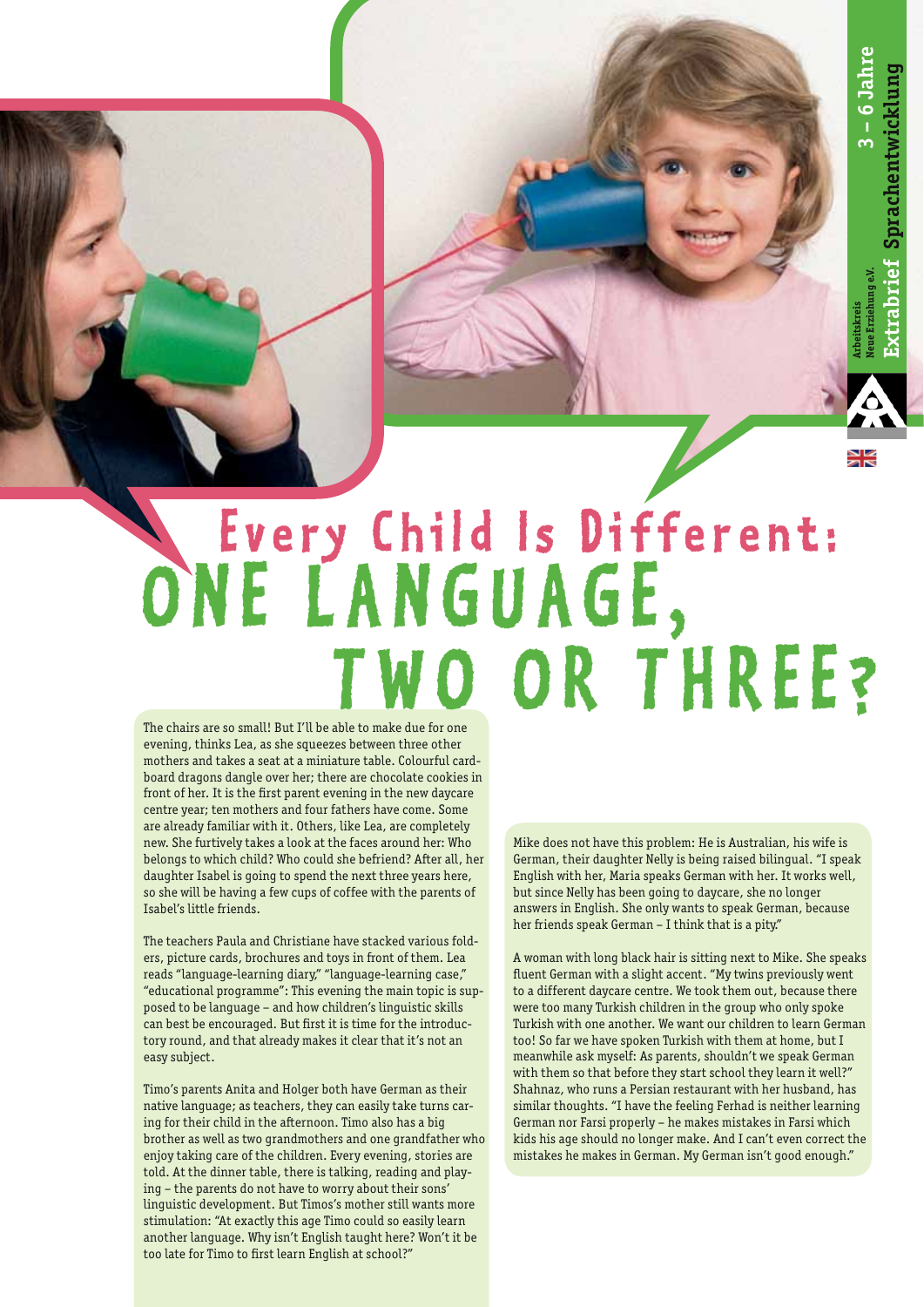Arbeitskreis Neue Erziehung e.V.

**Extrabrief Sprachentwicklung 3 – 6 Jahre**

# Every Child Is Different: ONE LANGUAGE, TWO OR THREE?

The chairs are so small! But I'll be able to make due for one evening, thinks Lea, as she squeezes between three other mothers and takes a seat at a miniature table. Colourful cardboard dragons dangle over her; there are chocolate cookies in front of her. It is the first parent evening in the new daycare centre year; ten mothers and four fathers have come. Some are already familiar with it. Others, like Lea, are completely new. She furtively takes a look at the faces around her: Who belongs to which child? Who could she befriend? After all, her daughter Isabel is going to spend the next three years here, so she will be having a few cups of coffee with the parents of Isabel's little friends.

The teachers Paula and Christiane have stacked various folders, picture cards, brochures and toys in front of them. Lea reads "language-learning diary," "language-learning case," "educational programme": This evening the main topic is supposed to be language – and how children's linguistic skills can best be encouraged. But first it is time for the introductory round, and that already makes it clear that it's not an easy subject.

Timo's parents Anita and Holger both have German as their native language; as teachers, they can easily take turns caring for their child in the afternoon. Timo also has a big brother as well as two grandmothers and one grandfather who enjoy taking care of the children. Every evening, stories are told. At the dinner table, there is talking, reading and playing – the parents do not have to worry about their sons' linguistic development. But Timos's mother still wants more stimulation: "At exactly this age Timo could so easily learn another language. Why isn't English taught here? Won't it be too late for Timo to first learn English at school?"

Mike does not have this problem: He is Australian, his wife is German, their daughter Nelly is being raised bilingual. "I speak English with her, Maria speaks German with her. It works well, but since Nelly has been going to daycare, she no longer answers in English. She only wants to speak German, because her friends speak German – I think that is a pity."

A woman with long black hair is sitting next to Mike. She speaks fluent German with a slight accent. "My twins previously went to a different daycare centre. We took them out, because there were too many Turkish children in the group who only spoke Turkish with one another. We want our children to learn German too! So far we have spoken Turkish with them at home, but I meanwhile ask myself: As parents, shouldn't we speak German with them so that before they start school they learn it well?" Shahnaz, who runs a Persian restaurant with her husband, has similar thoughts. "I have the feeling Ferhad is neither learning German nor Farsi properly – he makes mistakes in Farsi which kids his age should no longer make. And I can't even correct the mistakes he makes in German. My German isn't good enough."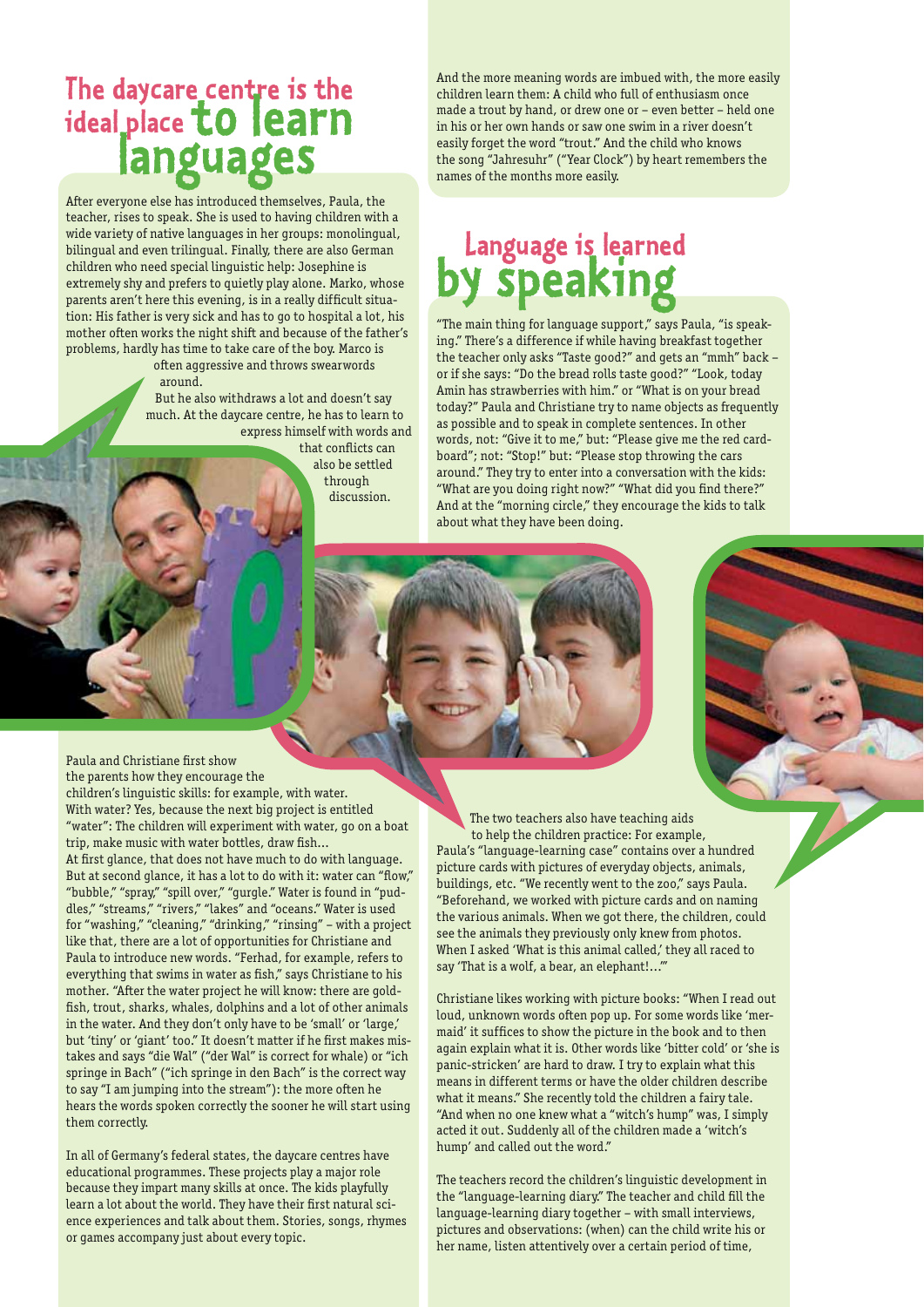# The daycare centre is the ideal place to learn languages

After everyone else has introduced themselves, Paula, the teacher, rises to speak. She is used to having children with a wide variety of native languages in her groups: monolingual, bilingual and even trilingual. Finally, there are also German children who need special linguistic help: Josephine is extremely shy and prefers to quietly play alone. Marko, whose parents aren't here this evening, is in a really difficult situation: His father is very sick and has to go to hospital a lot, his mother often works the night shift and because of the father's problems, hardly has time to take care of the boy. Marco is often aggressive and throws swearwords around.

But he also withdraws a lot and doesn't say much. At the daycare centre, he has to learn to express himself with words and that conflicts can also be settled through discussion.

Paula and Christiane first show the parents how they encourage the children's linguistic skills: for example, with water. With water? Yes, because the next big project is entitled "water": The children will experiment with water, go on a boat trip, make music with water bottles, draw fish…

At first glance, that does not have much to do with language. But at second glance, it has a lot to do with it: water can "flow," "bubble," "spray," "spill over," "gurgle." Water is found in "puddles," "streams," "rivers," "lakes" and "oceans." Water is used for "washing," "cleaning," "drinking," "rinsing" – with a project like that, there are a lot of opportunities for Christiane and Paula to introduce new words. "Ferhad, for example, refers to everything that swims in water as fish," says Christiane to his mother. "After the water project he will know: there are goldfish, trout, sharks, whales, dolphins and a lot of other animals in the water. And they don't only have to be 'small' or 'large,' but 'tiny' or 'giant' too." It doesn't matter if he first makes mistakes and says "die Wal" ("der Wal" is correct for whale) or "ich springe in Bach" ("ich springe in den Bach" is the correct way to say "I am jumping into the stream"): the more often he hears the words spoken correctly the sooner he will start using them correctly.

In all of Germany's federal states, the daycare centres have educational programmes. These projects play a major role because they impart many skills at once. The kids playfully learn a lot about the world. They have their first natural science experiences and talk about them. Stories, songs, rhymes or games accompany just about every topic.

And the more meaning words are imbued with, the more easily children learn them: A child who full of enthusiasm once made a trout by hand, or drew one or – even better – held one in his or her own hands or saw one swim in a river doesn't easily forget the word "trout." And the child who knows the song "Jahresuhr" ("Year Clock") by heart remembers the names of the months more easily.

# Language is learned by speaking

"The main thing for language support," says Paula, "is speaking." There's a difference if while having breakfast together the teacher only asks "Taste good?" and gets an "mmh" back – or if she says: "Do the bread rolls taste good?" "Look, today Amin has strawberries with him." or "What is on your bread today?" Paula and Christiane try to name objects as frequently as possible and to speak in complete sentences. In other words, not: "Give it to me," but: "Please give me the red cardboard"; not: "Stop!" but: "Please stop throwing the cars around." They try to enter into a conversation with the kids: "What are you doing right now?" "What did you find there?" And at the "morning circle," they encourage the kids to talk about what they have been doing.

The two teachers also have teaching aids to help the children practice: For example, Paula's "language-learning case" contains over a hundred picture cards with pictures of everyday objects, animals, buildings, etc. "We recently went to the zoo," says Paula. "Beforehand, we worked with picture cards and on naming the various animals. When we got there, the children, could see the animals they previously only knew from photos. When I asked 'What is this animal called,' they all raced to say 'That is a wolf, a bear, an elephant!…'"

Christiane likes working with picture books: "When I read out loud, unknown words often pop up. For some words like 'mermaid' it suffices to show the picture in the book and to then again explain what it is. Other words like 'bitter cold' or 'she is panic-stricken' are hard to draw. I try to explain what this means in different terms or have the older children describe what it means." She recently told the children a fairy tale. "And when no one knew what a "witch's hump" was, I simply acted it out. Suddenly all of the children made a 'witch's hump' and called out the word."

The teachers record the children's linguistic development in the "language-learning diary." The teacher and child fill the language-learning diary together – with small interviews, pictures and observations: (when) can the child write his or her name, listen attentively over a certain period of time,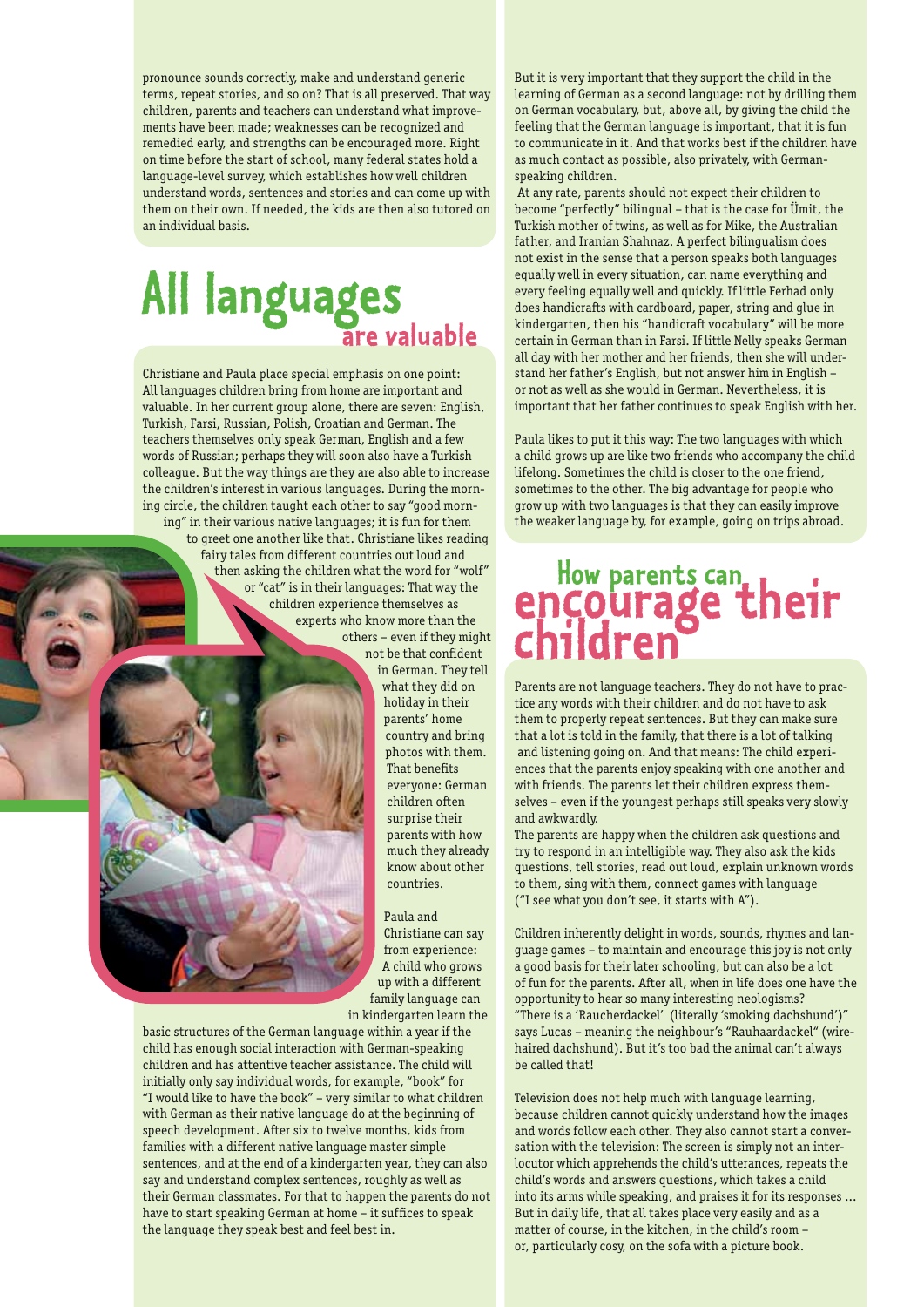pronounce sounds correctly, make and understand generic terms, repeat stories, and so on? That is all preserved. That way children, parents and teachers can understand what improvements have been made; weaknesses can be recognized and remedied early, and strengths can be encouraged more. Right on time before the start of school, many federal states hold a language-level survey, which establishes how well children understand words, sentences and stories and can come up with them on their own. If needed, the kids are then also tutored on an individual basis.

## All languages are valuable

Christiane and Paula place special emphasis on one point: All languages children bring from home are important and valuable. In her current group alone, there are seven: English, Turkish, Farsi, Russian, Polish, Croatian and German. The teachers themselves only speak German, English and a few words of Russian; perhaps they will soon also have a Turkish colleague. But the way things are they are also able to increase the children's interest in various languages. During the morning circle, the children taught each other to say "good morning" in their various native languages; it is fun for them to greet one another like that. Christiane likes reading fairy tales from different countries out loud and then asking the children what the word for "wolf" or "cat" is in their languages: That way the children experience themselves as experts who know more than the others – even if they might not be that confident in German. They tell what they did on holiday in their parents' home country and bring photos with them. That benefits everyone: German children often surprise their parents with how much they already know about other countries.

Paula and Christiane can say from experience: A child who grows up with a different family language can in kindergarten learn the basic structures of the German language within a year if the child has enough social interaction with German-speaking children and has attentive teacher assistance. The child will initially only say individual words, for example, "book" for "I would like to have the book" – very similar to what children with German as their native language do at the beginning of speech development. After six to twelve months, kids from families with a different native language master simple sentences, and at the end of a kindergarten year, they can also say and understand complex sentences, roughly as well as their German classmates. For that to happen the parents do not have to start speaking German at home – it suffices to speak the language they speak best and feel best in.

But it is very important that they support the child in the learning of German as a second language: not by drilling them on German vocabulary, but, above all, by giving the child the feeling that the German language is important, that it is fun to communicate in it. And that works best if the children have as much contact as possible, also privately, with German-speaking children.

At any rate, parents should not expect their children to become "perfectly" bilingual – that is the case for Ümit, the Turkish mother of twins, as well as for Mike, the Australian father, and Iranian Shahnaz. A perfect bilingualism does not exist in the sense that a person speaks both languages equally well in every situation, can name everything and every feeling equally well and quickly. If little Ferhad only does handicrafts with cardboard, paper, string and glue in kindergarten, then his "handicraft vocabulary" will be more certain in German than in Farsi. If little Nelly speaks German all day with her mother and her friends, then she will understand her father's English, but not answer him in English – or not as well as she would in German. Nevertheless, it is important that her father continues to speak English with her.

Paula likes to put it this way: The two languages with which a child grows up are like two friends who accompany the child lifelong. Sometimes the child is closer to the one friend, sometimes to the other. The big advantage for people who grow up with two languages is that they can easily improve the weaker language by, for example, going on trips abroad.

## How parents can encourage their children

Parents are not language teachers. They do not have to practice any words with their children and do not have to ask them to properly repeat sentences. But they can make sure that a lot is told in the family, that there is a lot of talking and listening going on. And that means: The child experiences that the parents enjoy speaking with one another and with friends. The parents let their children express themselves – even if the youngest perhaps still speaks very slowly and awkwardly.

The parents are happy when the children ask questions and try to respond in an intelligible way. They also ask the kids questions, tell stories, read out loud, explain unknown words to them, sing with them, connect games with language ("I see what you don't see, it starts with A").

Children inherently delight in words, sounds, rhymes and language games – to maintain and encourage this joy is not only a good basis for their later schooling, but can also be a lot of fun for the parents. After all, when in life does one have the opportunity to hear so many interesting neologisms? "There is a 'Raucherdackel' (literally 'smoking dachshund')" says Lucas – meaning the neighbour's "Rauhaardackel" (wire-haired dachshund). But it's too bad the animal can't always be called that!

Television does not help much with language learning, because children cannot quickly understand how the images and words follow each other. They also cannot start a conversation with the television: The screen is simply not an interlocutor which apprehends the child's utterances, repeats the child's words and answers questions, which takes a child into its arms while speaking, and praises it for its responses … But in daily life, that all takes place very easily and as a matter of course, in the kitchen, in the child's room – or, particularly cosy, on the sofa with a picture book.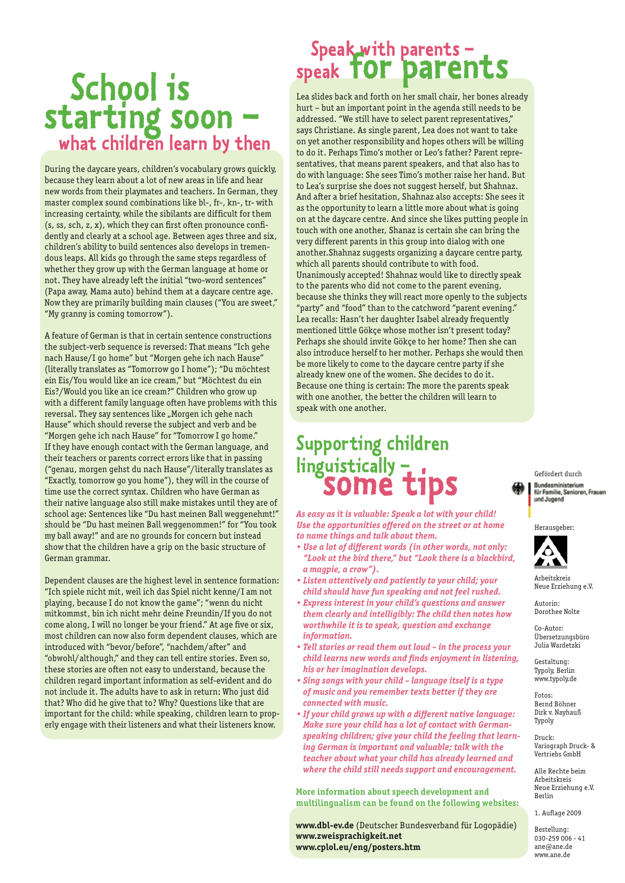# School is starting soon – what children learn by then

During the daycare years, children's vocabulary grows quickly, because they learn about a lot of new areas in life and hear new words from their playmates and teachers. In German, they master complex sound combinations like bl-, fr-, kn-, tr- with increasing certainty, while the sibilants are difficult for them (s, ss, sch, z, x), which they can first often pronounce confidently and clearly at a school age. Between ages three and six, children's ability to build sentences also develops in tremendous leaps. All kids go through the same steps regardless of whether they grow up with the German language at home or not. They have already left the initial "two-word sentences" (Papa away, Mama auto) behind them at a daycare centre age. Now they are primarily building main clauses ("You are sweet," "My granny is coming tomorrow").

A feature of German is that in certain sentence constructions the subject-verb sequence is reversed: That means "Ich gehe nach Hause/I go home" but "Morgen gehe ich nach Hause" (literally translates as "Tomorrow go I home"); "Du möchtest ein Eis/You would like an ice cream," but "Möchtest du ein Eis?/Would you like an ice cream?" Children who grow up with a different family language often have problems with this reversal. They say sentences like „Morgen ich gehe nach Hause" which should reverse the subject and verb and be "Morgen gehe ich nach Hause" for "Tomorrow I go home." If they have enough contact with the German language, and their teachers or parents correct errors like that in passing ("genau, morgen gehst du nach Hause"/literally translates as "Exactly, tomorrow go you home"), they will in the course of time use the correct syntax. Children who have German as their native language also still make mistakes until they are of school age: Sentences like "Du hast meinen Ball weggenehmt!" should be "Du hast meinen Ball weggenommen!" for "You took my ball away!" and are no grounds for concern but instead show that the children have a grip on the basic structure of German grammar.

Dependent clauses are the highest level in sentence formation: "Ich spiele nicht mit, weil ich das Spiel nicht kenne/I am not playing, because I do not know the game"; "wenn du nicht mitkommst, bin ich nicht mehr deine Freundin/If you do not come along, I will no longer be your friend." At age five or six, most children can now also form dependent clauses, which are introduced with "bevor/before", "nachdem/after" and "obwohl/although," and they can tell entire stories. Even so, these stories are often not easy to understand, because the children regard important information as self-evident and do not include it. The adults have to ask in return: Who just did that? Who did he give that to? Why? Questions like that are important for the child: while speaking, children learn to properly engage with their listeners and what their listeners know.

# Speak with parents – speak for parents

Lea slides back and forth on her small chair, her bones already hurt – but an important point in the agenda still needs to be addressed. "We still have to select parent representatives," says Christiane. As single parent, Lea does not want to take on yet another responsibility and hopes others will be willing to do it. Perhaps Timo's mother or Leo's father? Parent representatives, that means parent speakers, and that also has to do with language: She sees Timo's mother raise her hand. But to Lea's surprise she does not suggest herself, but Shahnaz. And after a brief hesitation, Shahnaz also accepts: She sees it as the opportunity to learn a little more about what is going on at the daycare centre. And since she likes putting people in touch with one another, Shanaz is certain she can bring the very different parents in this group into dialog with one another.Shahnaz suggests organizing a daycare centre party, which all parents should contribute to with food. Unanimously accepted! Shahnaz would like to directly speak to the parents who did not come to the parent evening, because she thinks they will react more openly to the subjects "party" and "food" than to the catchword "parent evening." Lea recalls: Hasn't her daughter Isabel already frequently mentioned little Gökçe whose mother isn't present today? Perhaps she should invite Gökçe to her home? Then she can also introduce herself to her mother. Perhaps she would then be more likely to come to the daycare centre party if she already knew one of the women. She decides to do it. Because one thing is certain: The more the parents speak with one another, the better the children will learn to speak with one another.

# Supporting children linguistically – some tips

*As easy as it is valuable: Speak a lot with your child! Use the opportunities offered on the street or at home to name things and talk about them.*

- *Use a lot of different words (in other words, not only: "Look at the bird there," but "Look there is a blackbird, a magpie, a crow").*
- *Listen attentively and patiently to your child; your child should have fun speaking and not feel rushed.*
- *Express interest in your child's questions and answer them clearly and intelligibly: The child then notes how worthwhile it is to speak, question and exchange information.*
- *Tell stories or read them out loud – in the process your child learns new words and finds enjoyment in listening, his or her imagination develops.*
- *Sing songs with your child – language itself is a type of music and you remember texts better if they are connected with music.*
- *If your child grows up with a different native language: Make sure your child has a lot of contact with German-speaking children; give your child the feeling that learning German is important and valuable; talk with the teacher about what your child has already learned and where the child still needs support and encouragement.*

**More information about speech development and multilingualism can be found on the following websites:**

**www.dbl-ev.de** (Deutscher Bundesverband für Logopädie)
**www.zweisprachigkeit.net**
**www.cplol.eu/eng/posters.htm**

Gefördert durch
Bundesministerium für Familie, Senioren, Frauen und Jugend

Herausgeber:
Arbeitskreis Neue Erziehung e.V.

Autorin:
Dorothee Nolte

Co-Autor:
Übersetzungsbüro Julia Wardetzki

Gestaltung:
Typoly, Berlin
www.typoly.de

Fotos:
Bernd Böhner
Dirk v. Nayhauß
Typoly

Druck:
Variograph Druck- & Vertriebs GmbH

Alle Rechte beim Arbeitskreis Neue Erziehung e.V. Berlin

1. Auflage 2009

Bestellung:
030-259 006 - 41
ane@ane.de
www.ane.de